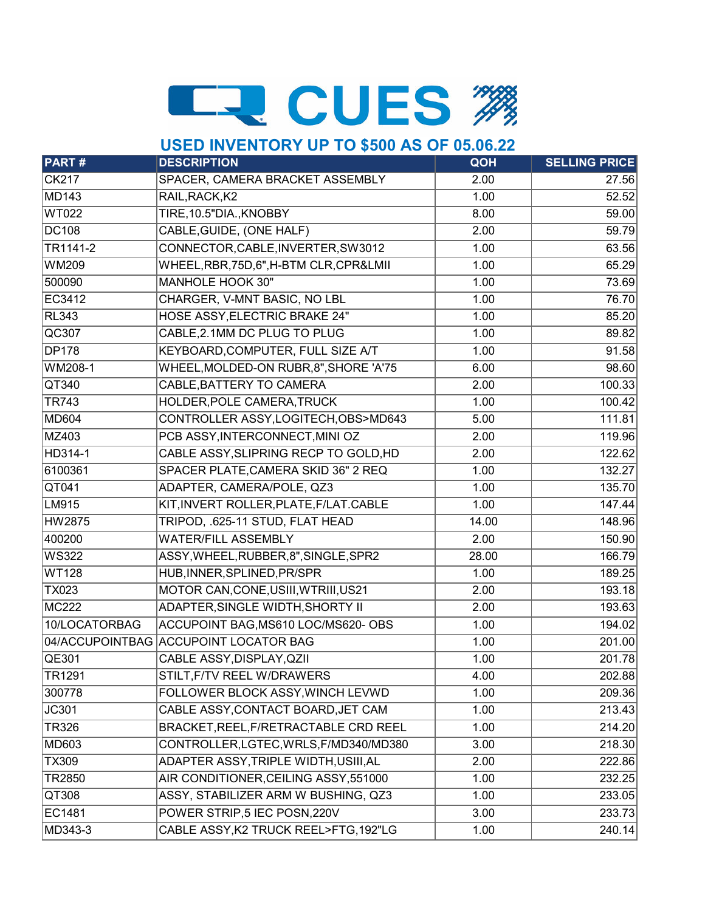# CUES

## USED INVENTORY UP TO $500 AS OF 05.06.22

| PART # | DESCRIPTION | QOH | SELLING PRICE |
|---|---|---|---|
| CK217 | SPACER, CAMERA BRACKET ASSEMBLY | 2.00 | 27.56 |
| MD143 | RAIL,RACK,K2 | 1.00 | 52.52 |
| WT022 | TIRE,10.5"DIA.,KNOBBY | 8.00 | 59.00 |
| DC108 | CABLE,GUIDE, (ONE HALF) | 2.00 | 59.79 |
| TR1141-2 | CONNECTOR,CABLE,INVERTER,SW3012 | 1.00 | 63.56 |
| WM209 | WHEEL,RBR,75D,6",H-BTM CLR,CPR&LMII | 1.00 | 65.29 |
| 500090 | MANHOLE HOOK 30" | 1.00 | 73.69 |
| EC3412 | CHARGER, V-MNT BASIC, NO LBL | 1.00 | 76.70 |
| RL343 | HOSE ASSY,ELECTRIC BRAKE 24" | 1.00 | 85.20 |
| QC307 | CABLE,2.1MM DC PLUG TO PLUG | 1.00 | 89.82 |
| DP178 | KEYBOARD,COMPUTER, FULL SIZE A/T | 1.00 | 91.58 |
| WM208-1 | WHEEL,MOLDED-ON RUBR,8",SHORE 'A'75 | 6.00 | 98.60 |
| QT340 | CABLE,BATTERY TO CAMERA | 2.00 | 100.33 |
| TR743 | HOLDER,POLE CAMERA,TRUCK | 1.00 | 100.42 |
| MD604 | CONTROLLER ASSY,LOGITECH,OBS>MD643 | 5.00 | 111.81 |
| MZ403 | PCB ASSY,INTERCONNECT,MINI OZ | 2.00 | 119.96 |
| HD314-1 | CABLE ASSY,SLIPRING RECP TO GOLD,HD | 2.00 | 122.62 |
| 6100361 | SPACER PLATE,CAMERA SKID 36" 2 REQ | 1.00 | 132.27 |
| QT041 | ADAPTER, CAMERA/POLE, QZ3 | 1.00 | 135.70 |
| LM915 | KIT,INVERT ROLLER,PLATE,F/LAT.CABLE | 1.00 | 147.44 |
| HW2875 | TRIPOD, .625-11 STUD, FLAT HEAD | 14.00 | 148.96 |
| 400200 | WATER/FILL ASSEMBLY | 2.00 | 150.90 |
| WS322 | ASSY,WHEEL,RUBBER,8",SINGLE,SPR2 | 28.00 | 166.79 |
| WT128 | HUB,INNER,SPLINED,PR/SPR | 1.00 | 189.25 |
| TX023 | MOTOR CAN,CONE,USIII,WTRIII,US21 | 2.00 | 193.18 |
| MC222 | ADAPTER,SINGLE WIDTH,SHORTY II | 2.00 | 193.63 |
| 10/LOCATORBAG | ACCUPOINT BAG,MS610 LOC/MS620- OBS | 1.00 | 194.02 |
| 04/ACCUPOINTBAG | ACCUPOINT LOCATOR BAG | 1.00 | 201.00 |
| QE301 | CABLE ASSY,DISPLAY,QZII | 1.00 | 201.78 |
| TR1291 | STILT,F/TV REEL W/DRAWERS | 4.00 | 202.88 |
| 300778 | FOLLOWER BLOCK ASSY,WINCH LEVWD | 1.00 | 209.36 |
| JC301 | CABLE ASSY,CONTACT BOARD,JET CAM | 1.00 | 213.43 |
| TR326 | BRACKET,REEL,F/RETRACTABLE CRD REEL | 1.00 | 214.20 |
| MD603 | CONTROLLER,LGTEC,WRLS,F/MD340/MD380 | 3.00 | 218.30 |
| TX309 | ADAPTER ASSY,TRIPLE WIDTH,USIII,AL | 2.00 | 222.86 |
| TR2850 | AIR CONDITIONER,CEILING ASSY,551000 | 1.00 | 232.25 |
| QT308 | ASSY, STABILIZER ARM W BUSHING, QZ3 | 1.00 | 233.05 |
| EC1481 | POWER STRIP,5 IEC POSN,220V | 3.00 | 233.73 |
| MD343-3 | CABLE ASSY,K2 TRUCK REEL>FTG,192"LG | 1.00 | 240.14 |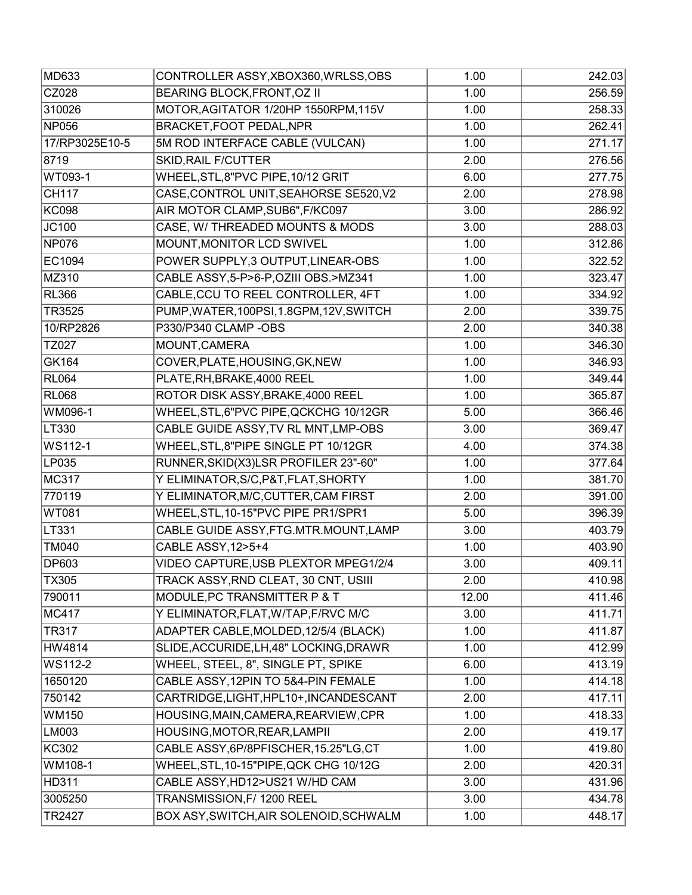| | | | |
|---|---|---|---|
| MD633 | CONTROLLER ASSY,XBOX360,WRLSS,OBS | 1.00 | 242.03 |
| CZ028 | BEARING BLOCK,FRONT,OZ II | 1.00 | 256.59 |
| 310026 | MOTOR,AGITATOR 1/20HP 1550RPM,115V | 1.00 | 258.33 |
| NP056 | BRACKET,FOOT PEDAL,NPR | 1.00 | 262.41 |
| 17/RP3025E10-5 | 5M ROD INTERFACE CABLE (VULCAN) | 1.00 | 271.17 |
| 8719 | SKID,RAIL F/CUTTER | 2.00 | 276.56 |
| WT093-1 | WHEEL,STL,8"PVC PIPE,10/12 GRIT | 6.00 | 277.75 |
| CH117 | CASE,CONTROL UNIT,SEAHORSE SE520,V2 | 2.00 | 278.98 |
| KC098 | AIR MOTOR CLAMP,SUB6",F/KC097 | 3.00 | 286.92 |
| JC100 | CASE, W/ THREADED MOUNTS & MODS | 3.00 | 288.03 |
| NP076 | MOUNT,MONITOR LCD SWIVEL | 1.00 | 312.86 |
| EC1094 | POWER SUPPLY,3 OUTPUT,LINEAR-OBS | 1.00 | 322.52 |
| MZ310 | CABLE ASSY,5-P>6-P,OZIII OBS.>MZ341 | 1.00 | 323.47 |
| RL366 | CABLE,CCU TO REEL CONTROLLER, 4FT | 1.00 | 334.92 |
| TR3525 | PUMP,WATER,100PSI,1.8GPM,12V,SWITCH | 2.00 | 339.75 |
| 10/RP2826 | P330/P340 CLAMP -OBS | 2.00 | 340.38 |
| TZ027 | MOUNT,CAMERA | 1.00 | 346.30 |
| GK164 | COVER,PLATE,HOUSING,GK,NEW | 1.00 | 346.93 |
| RL064 | PLATE,RH,BRAKE,4000 REEL | 1.00 | 349.44 |
| RL068 | ROTOR DISK ASSY,BRAKE,4000 REEL | 1.00 | 365.87 |
| WM096-1 | WHEEL,STL,6"PVC PIPE,QCKCHG 10/12GR | 5.00 | 366.46 |
| LT330 | CABLE GUIDE ASSY,TV RL MNT,LMP-OBS | 3.00 | 369.47 |
| WS112-1 | WHEEL,STL,8"PIPE SINGLE PT 10/12GR | 4.00 | 374.38 |
| LP035 | RUNNER,SKID(X3)LSR PROFILER 23"-60" | 1.00 | 377.64 |
| MC317 | Y ELIMINATOR,S/C,P&T,FLAT,SHORTY | 1.00 | 381.70 |
| 770119 | Y ELIMINATOR,M/C,CUTTER,CAM FIRST | 2.00 | 391.00 |
| WT081 | WHEEL,STL,10-15"PVC PIPE PR1/SPR1 | 5.00 | 396.39 |
| LT331 | CABLE GUIDE ASSY,FTG.MTR.MOUNT,LAMP | 3.00 | 403.79 |
| TM040 | CABLE ASSY,12>5+4 | 1.00 | 403.90 |
| DP603 | VIDEO CAPTURE,USB PLEXTOR MPEG1/2/4 | 3.00 | 409.11 |
| TX305 | TRACK ASSY,RND CLEAT, 30 CNT, USIII | 2.00 | 410.98 |
| 790011 | MODULE,PC TRANSMITTER P & T | 12.00 | 411.46 |
| MC417 | Y ELIMINATOR,FLAT,W/TAP,F/RVC M/C | 3.00 | 411.71 |
| TR317 | ADAPTER CABLE,MOLDED,12/5/4 (BLACK) | 1.00 | 411.87 |
| HW4814 | SLIDE,ACCURIDE,LH,48" LOCKING,DRAWR | 1.00 | 412.99 |
| WS112-2 | WHEEL, STEEL, 8", SINGLE PT, SPIKE | 6.00 | 413.19 |
| 1650120 | CABLE ASSY,12PIN TO 5&4-PIN FEMALE | 1.00 | 414.18 |
| 750142 | CARTRIDGE,LIGHT,HPL10+,INCANDESCANT | 2.00 | 417.11 |
| WM150 | HOUSING,MAIN,CAMERA,REARVIEW,CPR | 1.00 | 418.33 |
| LM003 | HOUSING,MOTOR,REAR,LAMPII | 2.00 | 419.17 |
| KC302 | CABLE ASSY,6P/8PFISCHER,15.25"LG,CT | 1.00 | 419.80 |
| WM108-1 | WHEEL,STL,10-15"PIPE,QCK CHG 10/12G | 2.00 | 420.31 |
| HD311 | CABLE ASSY,HD12>US21 W/HD CAM | 3.00 | 431.96 |
| 3005250 | TRANSMISSION,F/ 1200 REEL | 3.00 | 434.78 |
| TR2427 | BOX ASY,SWITCH,AIR SOLENOID,SCHWALM | 1.00 | 448.17 |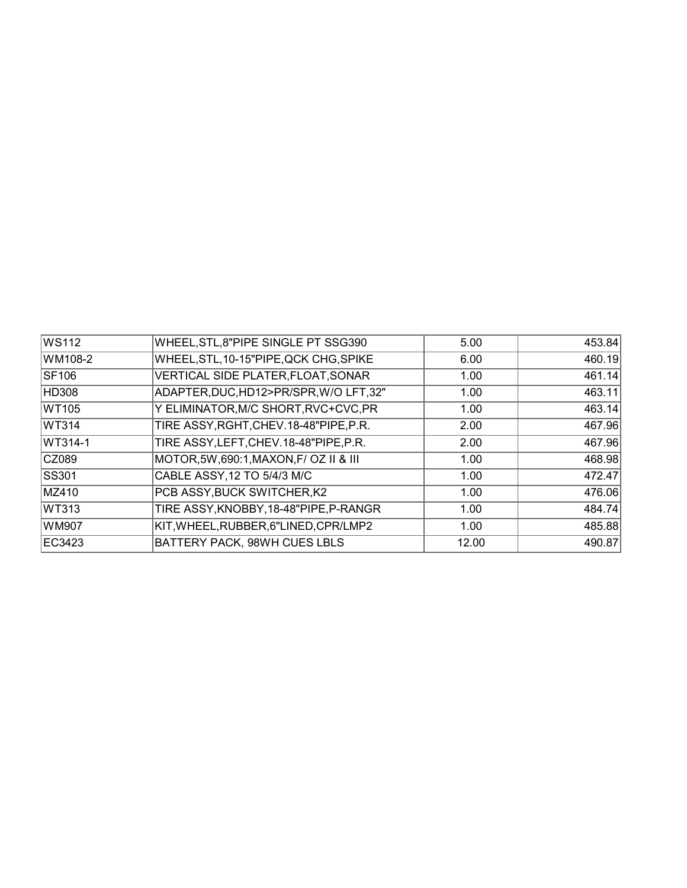| WS112 | WHEEL,STL,8"PIPE SINGLE PT SSG390 | 5.00 | 453.84 |
|---|---|---|---|
| WM108-2 | WHEEL,STL,10-15"PIPE,QCK CHG,SPIKE | 6.00 | 460.19 |
| SF106 | VERTICAL SIDE PLATER,FLOAT,SONAR | 1.00 | 461.14 |
| HD308 | ADAPTER,DUC,HD12>PR/SPR,W/O LFT,32" | 1.00 | 463.11 |
| WT105 | Y ELIMINATOR,M/C SHORT,RVC+CVC,PR | 1.00 | 463.14 |
| WT314 | TIRE ASSY,RGHT,CHEV.18-48"PIPE,P.R. | 2.00 | 467.96 |
| WT314-1 | TIRE ASSY,LEFT,CHEV.18-48"PIPE,P.R. | 2.00 | 467.96 |
| CZ089 | MOTOR,5W,690:1,MAXON,F/ OZ II & III | 1.00 | 468.98 |
| SS301 | CABLE ASSY,12 TO 5/4/3 M/C | 1.00 | 472.47 |
| MZ410 | PCB ASSY,BUCK SWITCHER,K2 | 1.00 | 476.06 |
| WT313 | TIRE ASSY,KNOBBY,18-48"PIPE,P-RANGR | 1.00 | 484.74 |
| WM907 | KIT,WHEEL,RUBBER,6"LINED,CPR/LMP2 | 1.00 | 485.88 |
| EC3423 | BATTERY PACK, 98WH CUES LBLS | 12.00 | 490.87 |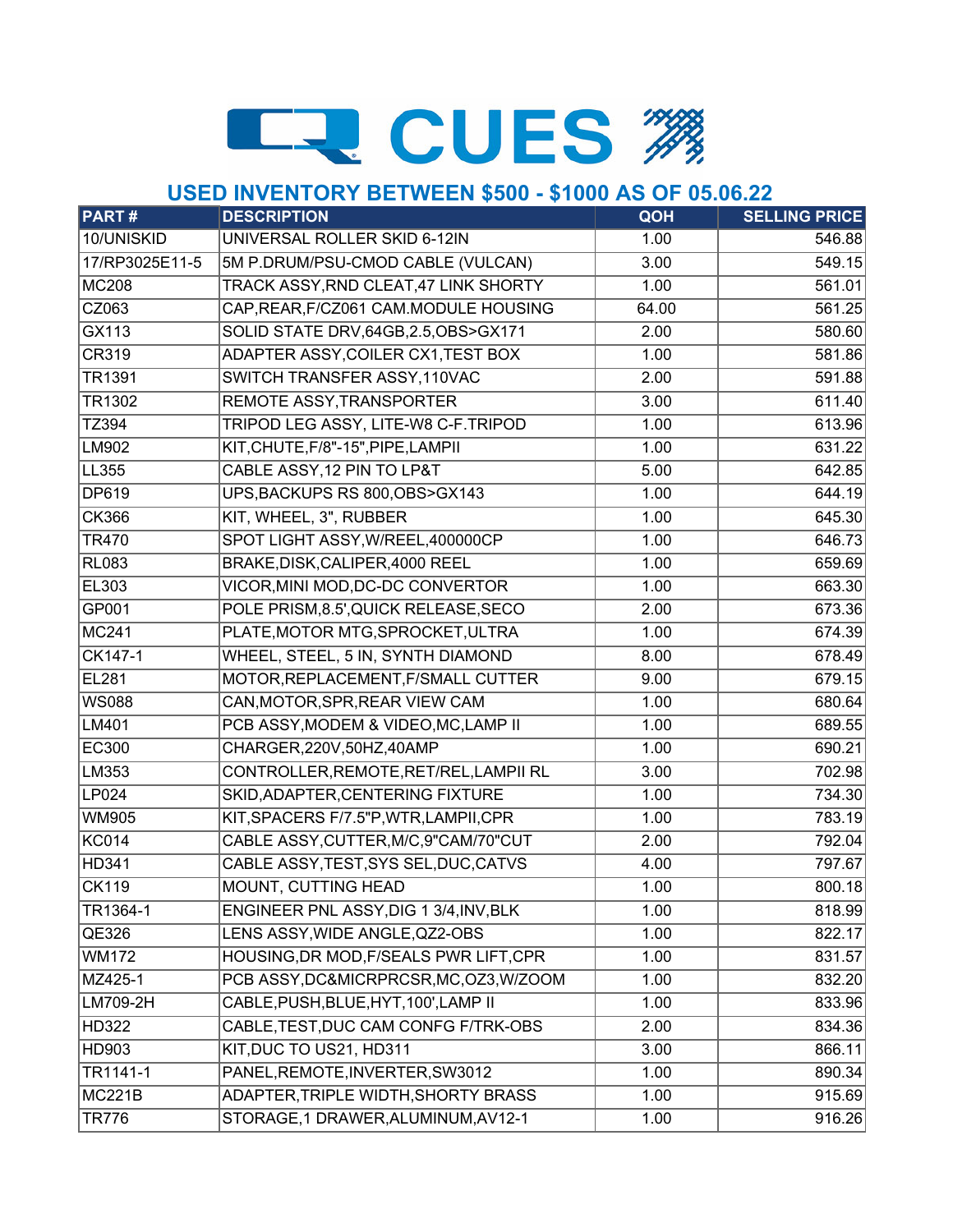# CUES

## USED INVENTORY BETWEEN $500 - $1000 AS OF 05.06.22

| PART # | DESCRIPTION | QOH | SELLING PRICE |
|---|---|---|---|
| 10/UNISKID | UNIVERSAL ROLLER SKID 6-12IN | 1.00 | 546.88 |
| 17/RP3025E11-5 | 5M P.DRUM/PSU-CMOD CABLE (VULCAN) | 3.00 | 549.15 |
| MC208 | TRACK ASSY,RND CLEAT,47 LINK SHORTY | 1.00 | 561.01 |
| CZ063 | CAP,REAR,F/CZ061 CAM.MODULE HOUSING | 64.00 | 561.25 |
| GX113 | SOLID STATE DRV,64GB,2.5,OBS>GX171 | 2.00 | 580.60 |
| CR319 | ADAPTER ASSY,COILER CX1,TEST BOX | 1.00 | 581.86 |
| TR1391 | SWITCH TRANSFER ASSY,110VAC | 2.00 | 591.88 |
| TR1302 | REMOTE ASSY,TRANSPORTER | 3.00 | 611.40 |
| TZ394 | TRIPOD LEG ASSY, LITE-W8 C-F.TRIPOD | 1.00 | 613.96 |
| LM902 | KIT,CHUTE,F/8"-15",PIPE,LAMPII | 1.00 | 631.22 |
| LL355 | CABLE ASSY,12 PIN TO LP&T | 5.00 | 642.85 |
| DP619 | UPS,BACKUPS RS 800,OBS>GX143 | 1.00 | 644.19 |
| CK366 | KIT, WHEEL, 3", RUBBER | 1.00 | 645.30 |
| TR470 | SPOT LIGHT ASSY,W/REEL,400000CP | 1.00 | 646.73 |
| RL083 | BRAKE,DISK,CALIPER,4000 REEL | 1.00 | 659.69 |
| EL303 | VICOR,MINI MOD,DC-DC CONVERTOR | 1.00 | 663.30 |
| GP001 | POLE PRISM,8.5',QUICK RELEASE,SECO | 2.00 | 673.36 |
| MC241 | PLATE,MOTOR MTG,SPROCKET,ULTRA | 1.00 | 674.39 |
| CK147-1 | WHEEL, STEEL, 5 IN, SYNTH DIAMOND | 8.00 | 678.49 |
| EL281 | MOTOR,REPLACEMENT,F/SMALL CUTTER | 9.00 | 679.15 |
| WS088 | CAN,MOTOR,SPR,REAR VIEW CAM | 1.00 | 680.64 |
| LM401 | PCB ASSY,MODEM & VIDEO,MC,LAMP II | 1.00 | 689.55 |
| EC300 | CHARGER,220V,50HZ,40AMP | 1.00 | 690.21 |
| LM353 | CONTROLLER,REMOTE,RET/REL,LAMPII RL | 3.00 | 702.98 |
| LP024 | SKID,ADAPTER,CENTERING FIXTURE | 1.00 | 734.30 |
| WM905 | KIT,SPACERS F/7.5"P,WTR,LAMPII,CPR | 1.00 | 783.19 |
| KC014 | CABLE ASSY,CUTTER,M/C,9"CAM/70"CUT | 2.00 | 792.04 |
| HD341 | CABLE ASSY,TEST,SYS SEL,DUC,CATVS | 4.00 | 797.67 |
| CK119 | MOUNT, CUTTING HEAD | 1.00 | 800.18 |
| TR1364-1 | ENGINEER PNL ASSY,DIG 1 3/4,INV,BLK | 1.00 | 818.99 |
| QE326 | LENS ASSY,WIDE ANGLE,QZ2-OBS | 1.00 | 822.17 |
| WM172 | HOUSING,DR MOD,F/SEALS PWR LIFT,CPR | 1.00 | 831.57 |
| MZ425-1 | PCB ASSY,DC&MICRPRCSR,MC,OZ3,W/ZOOM | 1.00 | 832.20 |
| LM709-2H | CABLE,PUSH,BLUE,HYT,100',LAMP II | 1.00 | 833.96 |
| HD322 | CABLE,TEST,DUC CAM CONFG F/TRK-OBS | 2.00 | 834.36 |
| HD903 | KIT,DUC TO US21, HD311 | 3.00 | 866.11 |
| TR1141-1 | PANEL,REMOTE,INVERTER,SW3012 | 1.00 | 890.34 |
| MC221B | ADAPTER,TRIPLE WIDTH,SHORTY BRASS | 1.00 | 915.69 |
| TR776 | STORAGE,1 DRAWER,ALUMINUM,AV12-1 | 1.00 | 916.26 |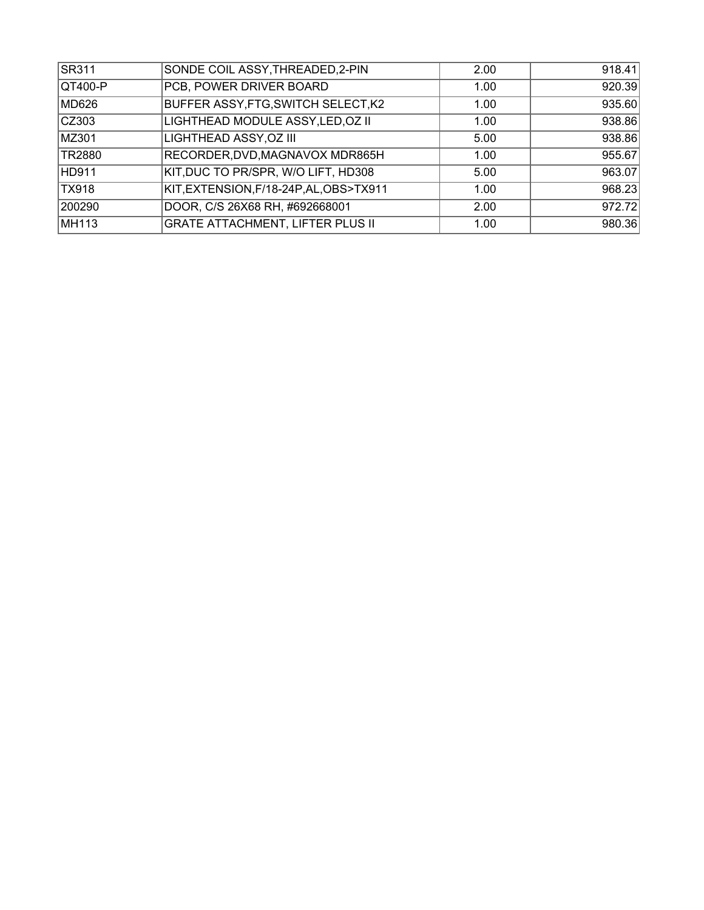| SR311 | SONDE COIL ASSY,THREADED,2-PIN | 2.00 | 918.41 |
|---|---|---|---|
| QT400-P | PCB, POWER DRIVER BOARD | 1.00 | 920.39 |
| MD626 | BUFFER ASSY,FTG,SWITCH SELECT,K2 | 1.00 | 935.60 |
| CZ303 | LIGHTHEAD MODULE ASSY,LED,OZ II | 1.00 | 938.86 |
| MZ301 | LIGHTHEAD ASSY,OZ III | 5.00 | 938.86 |
| TR2880 | RECORDER,DVD,MAGNAVOX MDR865H | 1.00 | 955.67 |
| HD911 | KIT,DUC TO PR/SPR, W/O LIFT, HD308 | 5.00 | 963.07 |
| TX918 | KIT,EXTENSION,F/18-24P,AL,OBS>TX911 | 1.00 | 968.23 |
| 200290 | DOOR, C/S 26X68 RH, #692668001 | 2.00 | 972.72 |
| MH113 | GRATE ATTACHMENT, LIFTER PLUS II | 1.00 | 980.36 |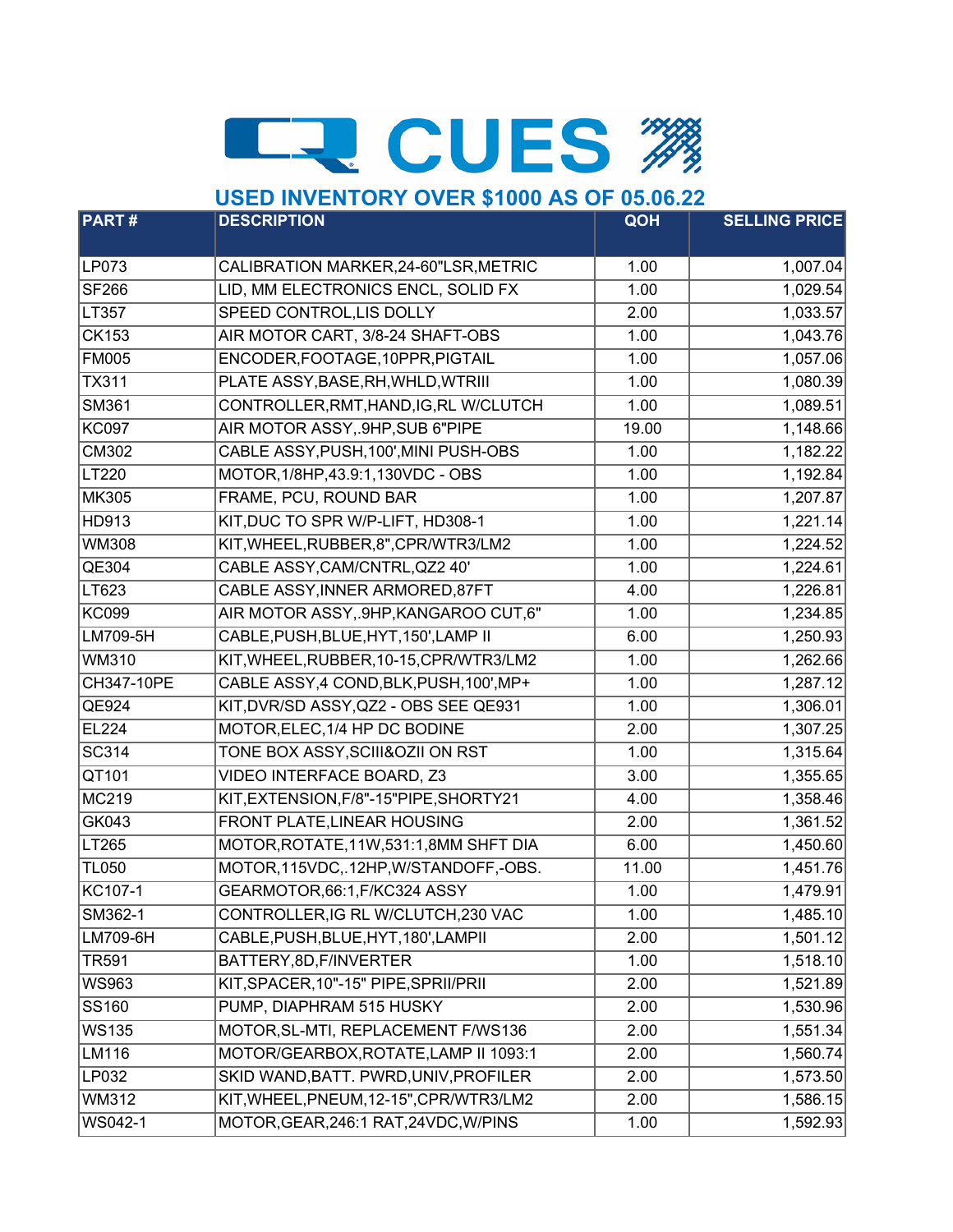# CUES

## USED INVENTORY OVER $1000 AS OF 05.06.22

| PART # | DESCRIPTION | QOH | SELLING PRICE |
|---|---|---|---|
| LP073 | CALIBRATION MARKER,24-60"LSR,METRIC | 1.00 | 1,007.04 |
| SF266 | LID, MM ELECTRONICS ENCL, SOLID FX | 1.00 | 1,029.54 |
| LT357 | SPEED CONTROL,LIS DOLLY | 2.00 | 1,033.57 |
| CK153 | AIR MOTOR CART, 3/8-24 SHAFT-OBS | 1.00 | 1,043.76 |
| FM005 | ENCODER,FOOTAGE,10PPR,PIGTAIL | 1.00 | 1,057.06 |
| TX311 | PLATE ASSY,BASE,RH,WHLD,WTRIII | 1.00 | 1,080.39 |
| SM361 | CONTROLLER,RMT,HAND,IG,RL W/CLUTCH | 1.00 | 1,089.51 |
| KC097 | AIR MOTOR ASSY,.9HP,SUB 6"PIPE | 19.00 | 1,148.66 |
| CM302 | CABLE ASSY,PUSH,100',MINI PUSH-OBS | 1.00 | 1,182.22 |
| LT220 | MOTOR,1/8HP,43.9:1,130VDC - OBS | 1.00 | 1,192.84 |
| MK305 | FRAME, PCU, ROUND BAR | 1.00 | 1,207.87 |
| HD913 | KIT,DUC TO SPR W/P-LIFT, HD308-1 | 1.00 | 1,221.14 |
| WM308 | KIT,WHEEL,RUBBER,8",CPR/WTR3/LM2 | 1.00 | 1,224.52 |
| QE304 | CABLE ASSY,CAM/CNTRL,QZ2 40' | 1.00 | 1,224.61 |
| LT623 | CABLE ASSY,INNER ARMORED,87FT | 4.00 | 1,226.81 |
| KC099 | AIR MOTOR ASSY,.9HP,KANGAROO CUT,6" | 1.00 | 1,234.85 |
| LM709-5H | CABLE,PUSH,BLUE,HYT,150',LAMP II | 6.00 | 1,250.93 |
| WM310 | KIT,WHEEL,RUBBER,10-15,CPR/WTR3/LM2 | 1.00 | 1,262.66 |
| CH347-10PE | CABLE ASSY,4 COND,BLK,PUSH,100',MP+ | 1.00 | 1,287.12 |
| QE924 | KIT,DVR/SD ASSY,QZ2 - OBS SEE QE931 | 1.00 | 1,306.01 |
| EL224 | MOTOR,ELEC,1/4 HP DC BODINE | 2.00 | 1,307.25 |
| SC314 | TONE BOX ASSY,SCIII&OZII ON RST | 1.00 | 1,315.64 |
| QT101 | VIDEO INTERFACE BOARD, Z3 | 3.00 | 1,355.65 |
| MC219 | KIT,EXTENSION,F/8"-15"PIPE,SHORTY21 | 4.00 | 1,358.46 |
| GK043 | FRONT PLATE,LINEAR HOUSING | 2.00 | 1,361.52 |
| LT265 | MOTOR,ROTATE,11W,531:1,8MM SHFT DIA | 6.00 | 1,450.60 |
| TL050 | MOTOR,115VDC,.12HP,W/STANDOFF,-OBS. | 11.00 | 1,451.76 |
| KC107-1 | GEARMOTOR,66:1,F/KC324 ASSY | 1.00 | 1,479.91 |
| SM362-1 | CONTROLLER,IG RL W/CLUTCH,230 VAC | 1.00 | 1,485.10 |
| LM709-6H | CABLE,PUSH,BLUE,HYT,180',LAMPII | 2.00 | 1,501.12 |
| TR591 | BATTERY,8D,F/INVERTER | 1.00 | 1,518.10 |
| WS963 | KIT,SPACER,10"-15" PIPE,SPRII/PRII | 2.00 | 1,521.89 |
| SS160 | PUMP, DIAPHRAM 515 HUSKY | 2.00 | 1,530.96 |
| WS135 | MOTOR,SL-MTI, REPLACEMENT F/WS136 | 2.00 | 1,551.34 |
| LM116 | MOTOR/GEARBOX,ROTATE,LAMP II 1093:1 | 2.00 | 1,560.74 |
| LP032 | SKID WAND,BATT. PWRD,UNIV,PROFILER | 2.00 | 1,573.50 |
| WM312 | KIT,WHEEL,PNEUM,12-15",CPR/WTR3/LM2 | 2.00 | 1,586.15 |
| WS042-1 | MOTOR,GEAR,246:1 RAT,24VDC,W/PINS | 1.00 | 1,592.93 |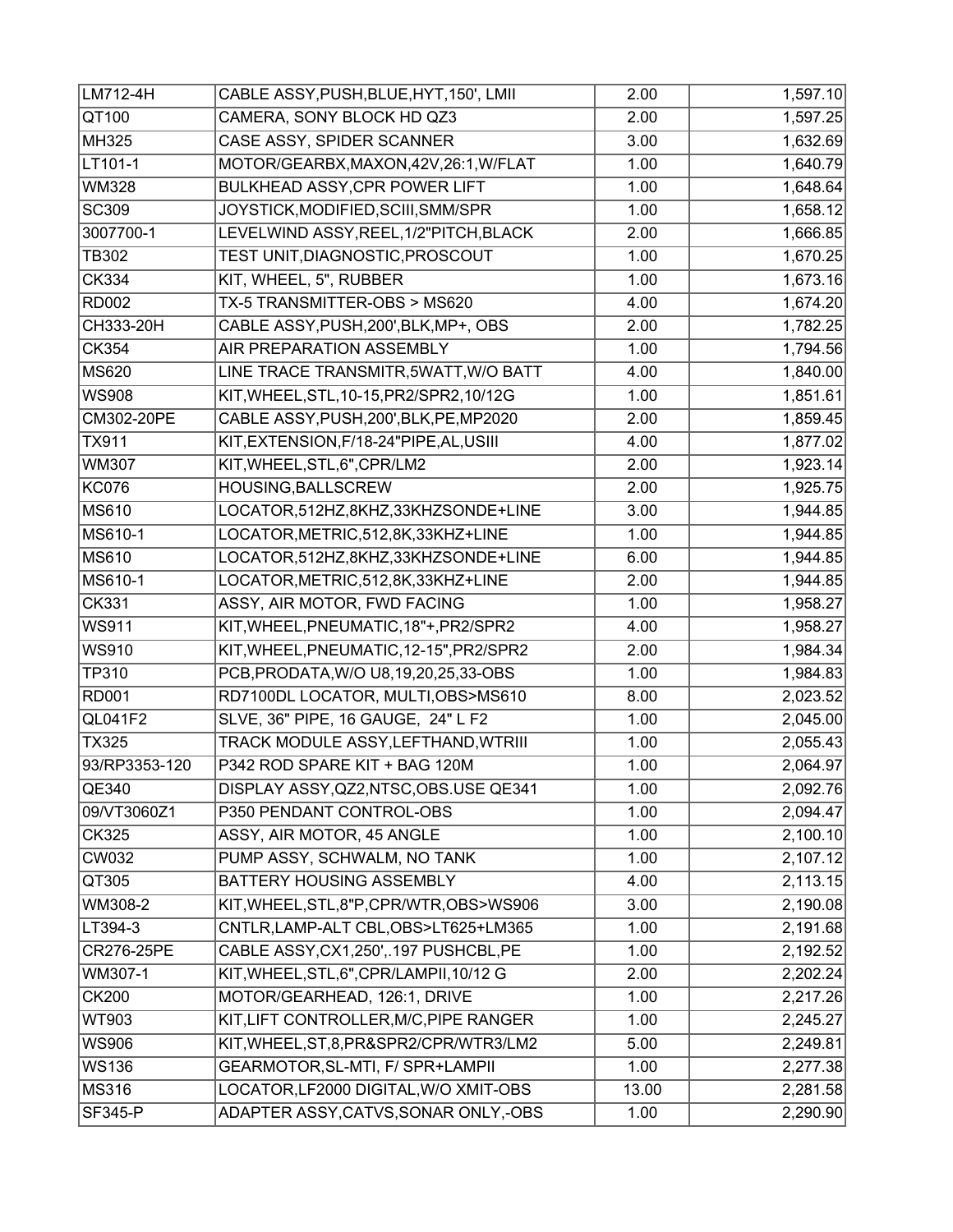| | | | |
|---|---|---|---|
| LM712-4H | CABLE ASSY,PUSH,BLUE,HYT,150', LMII | 2.00 | 1,597.10 |
| QT100 | CAMERA, SONY BLOCK HD QZ3 | 2.00 | 1,597.25 |
| MH325 | CASE ASSY, SPIDER SCANNER | 3.00 | 1,632.69 |
| LT101-1 | MOTOR/GEARBX,MAXON,42V,26:1,W/FLAT | 1.00 | 1,640.79 |
| WM328 | BULKHEAD ASSY,CPR POWER LIFT | 1.00 | 1,648.64 |
| SC309 | JOYSTICK,MODIFIED,SCIII,SMM/SPR | 1.00 | 1,658.12 |
| 3007700-1 | LEVELWIND ASSY,REEL,1/2"PITCH,BLACK | 2.00 | 1,666.85 |
| TB302 | TEST UNIT,DIAGNOSTIC,PROSCOUT | 1.00 | 1,670.25 |
| CK334 | KIT, WHEEL, 5", RUBBER | 1.00 | 1,673.16 |
| RD002 | TX-5 TRANSMITTER-OBS > MS620 | 4.00 | 1,674.20 |
| CH333-20H | CABLE ASSY,PUSH,200',BLK,MP+, OBS | 2.00 | 1,782.25 |
| CK354 | AIR PREPARATION ASSEMBLY | 1.00 | 1,794.56 |
| MS620 | LINE TRACE TRANSMITR,5WATT,W/O BATT | 4.00 | 1,840.00 |
| WS908 | KIT,WHEEL,STL,10-15,PR2/SPR2,10/12G | 1.00 | 1,851.61 |
| CM302-20PE | CABLE ASSY,PUSH,200',BLK,PE,MP2020 | 2.00 | 1,859.45 |
| TX911 | KIT,EXTENSION,F/18-24"PIPE,AL,USIII | 4.00 | 1,877.02 |
| WM307 | KIT,WHEEL,STL,6",CPR/LM2 | 2.00 | 1,923.14 |
| KC076 | HOUSING,BALLSCREW | 2.00 | 1,925.75 |
| MS610 | LOCATOR,512HZ,8KHZ,33KHZSONDE+LINE | 3.00 | 1,944.85 |
| MS610-1 | LOCATOR,METRIC,512,8K,33KHZ+LINE | 1.00 | 1,944.85 |
| MS610 | LOCATOR,512HZ,8KHZ,33KHZSONDE+LINE | 6.00 | 1,944.85 |
| MS610-1 | LOCATOR,METRIC,512,8K,33KHZ+LINE | 2.00 | 1,944.85 |
| CK331 | ASSY, AIR MOTOR, FWD FACING | 1.00 | 1,958.27 |
| WS911 | KIT,WHEEL,PNEUMATIC,18"+,PR2/SPR2 | 4.00 | 1,958.27 |
| WS910 | KIT,WHEEL,PNEUMATIC,12-15",PR2/SPR2 | 2.00 | 1,984.34 |
| TP310 | PCB,PRODATA,W/O U8,19,20,25,33-OBS | 1.00 | 1,984.83 |
| RD001 | RD7100DL LOCATOR, MULTI,OBS>MS610 | 8.00 | 2,023.52 |
| QL041F2 | SLVE, 36" PIPE, 16 GAUGE, 24" L F2 | 1.00 | 2,045.00 |
| TX325 | TRACK MODULE ASSY,LEFTHAND,WTRIII | 1.00 | 2,055.43 |
| 93/RP3353-120 | P342 ROD SPARE KIT + BAG 120M | 1.00 | 2,064.97 |
| QE340 | DISPLAY ASSY,QZ2,NTSC,OBS.USE QE341 | 1.00 | 2,092.76 |
| 09/VT3060Z1 | P350 PENDANT CONTROL-OBS | 1.00 | 2,094.47 |
| CK325 | ASSY, AIR MOTOR, 45 ANGLE | 1.00 | 2,100.10 |
| CW032 | PUMP ASSY, SCHWALM, NO TANK | 1.00 | 2,107.12 |
| QT305 | BATTERY HOUSING ASSEMBLY | 4.00 | 2,113.15 |
| WM308-2 | KIT,WHEEL,STL,8"P,CPR/WTR,OBS>WS906 | 3.00 | 2,190.08 |
| LT394-3 | CNTLR,LAMP-ALT CBL,OBS>LT625+LM365 | 1.00 | 2,191.68 |
| CR276-25PE | CABLE ASSY,CX1,250',.197 PUSHCBL,PE | 1.00 | 2,192.52 |
| WM307-1 | KIT,WHEEL,STL,6",CPR/LAMPII,10/12 G | 2.00 | 2,202.24 |
| CK200 | MOTOR/GEARHEAD, 126:1, DRIVE | 1.00 | 2,217.26 |
| WT903 | KIT,LIFT CONTROLLER,M/C,PIPE RANGER | 1.00 | 2,245.27 |
| WS906 | KIT,WHEEL,ST,8,PR&SPR2/CPR/WTR3/LM2 | 5.00 | 2,249.81 |
| WS136 | GEARMOTOR,SL-MTI, F/ SPR+LAMPII | 1.00 | 2,277.38 |
| MS316 | LOCATOR,LF2000 DIGITAL,W/O XMIT-OBS | 13.00 | 2,281.58 |
| SF345-P | ADAPTER ASSY,CATVS,SONAR ONLY,-OBS | 1.00 | 2,290.90 |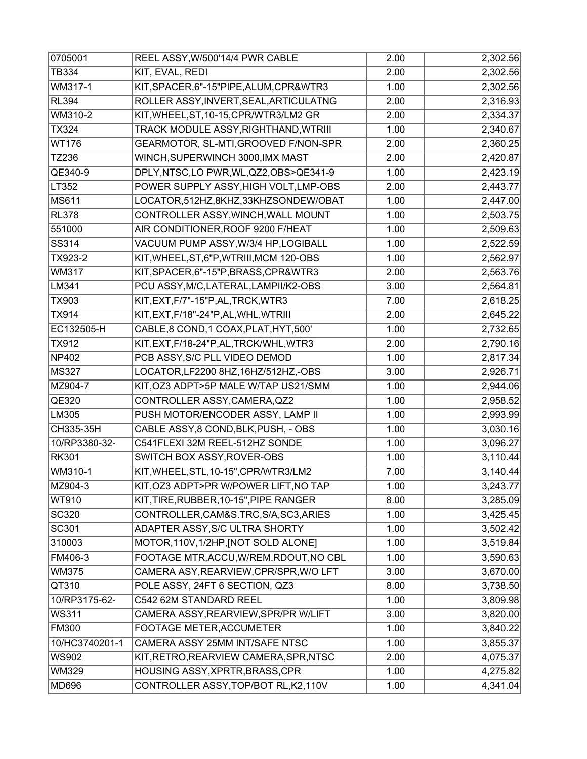| 0705001 | REEL ASSY,W/500'14/4 PWR CABLE | 2.00 | 2,302.56 |
|---|---|---|---|
| TB334 | KIT, EVAL, REDI | 2.00 | 2,302.56 |
| WM317-1 | KIT,SPACER,6"-15"PIPE,ALUM,CPR&WTR3 | 1.00 | 2,302.56 |
| RL394 | ROLLER ASSY,INVERT,SEAL,ARTICULATNG | 2.00 | 2,316.93 |
| WM310-2 | KIT,WHEEL,ST,10-15,CPR/WTR3/LM2 GR | 2.00 | 2,334.37 |
| TX324 | TRACK MODULE ASSY,RIGHTHAND,WTRIII | 1.00 | 2,340.67 |
| WT176 | GEARMOTOR, SL-MTI,GROOVED F/NON-SPR | 2.00 | 2,360.25 |
| TZ236 | WINCH,SUPERWINCH 3000,IMX MAST | 2.00 | 2,420.87 |
| QE340-9 | DPLY,NTSC,LO PWR,WL,QZ2,OBS>QE341-9 | 1.00 | 2,423.19 |
| LT352 | POWER SUPPLY ASSY,HIGH VOLT,LMP-OBS | 2.00 | 2,443.77 |
| MS611 | LOCATOR,512HZ,8KHZ,33KHZSONDEW/OBAT | 1.00 | 2,447.00 |
| RL378 | CONTROLLER ASSY,WINCH,WALL MOUNT | 1.00 | 2,503.75 |
| 551000 | AIR CONDITIONER,ROOF 9200 F/HEAT | 1.00 | 2,509.63 |
| SS314 | VACUUM PUMP ASSY,W/3/4 HP,LOGIBALL | 1.00 | 2,522.59 |
| TX923-2 | KIT,WHEEL,ST,6"P,WTRIII,MCM 120-OBS | 1.00 | 2,562.97 |
| WM317 | KIT,SPACER,6"-15"P,BRASS,CPR&WTR3 | 2.00 | 2,563.76 |
| LM341 | PCU ASSY,M/C,LATERAL,LAMPII/K2-OBS | 3.00 | 2,564.81 |
| TX903 | KIT,EXT,F/7"-15"P,AL,TRCK,WTR3 | 7.00 | 2,618.25 |
| TX914 | KIT,EXT,F/18"-24"P,AL,WHL,WTRIII | 2.00 | 2,645.22 |
| EC132505-H | CABLE,8 COND,1 COAX,PLAT,HYT,500' | 1.00 | 2,732.65 |
| TX912 | KIT,EXT,F/18-24"P,AL,TRCK/WHL,WTR3 | 2.00 | 2,790.16 |
| NP402 | PCB ASSY,S/C PLL VIDEO DEMOD | 1.00 | 2,817.34 |
| MS327 | LOCATOR,LF2200 8HZ,16HZ/512HZ,-OBS | 3.00 | 2,926.71 |
| MZ904-7 | KIT,OZ3 ADPT>5P MALE W/TAP US21/SMM | 1.00 | 2,944.06 |
| QE320 | CONTROLLER ASSY,CAMERA,QZ2 | 1.00 | 2,958.52 |
| LM305 | PUSH MOTOR/ENCODER ASSY, LAMP II | 1.00 | 2,993.99 |
| CH335-35H | CABLE ASSY,8 COND,BLK,PUSH, - OBS | 1.00 | 3,030.16 |
| 10/RP3380-32- | C541FLEXI 32M REEL-512HZ SONDE | 1.00 | 3,096.27 |
| RK301 | SWITCH BOX ASSY,ROVER-OBS | 1.00 | 3,110.44 |
| WM310-1 | KIT,WHEEL,STL,10-15",CPR/WTR3/LM2 | 7.00 | 3,140.44 |
| MZ904-3 | KIT,OZ3 ADPT>PR W/POWER LIFT,NO TAP | 1.00 | 3,243.77 |
| WT910 | KIT,TIRE,RUBBER,10-15",PIPE RANGER | 8.00 | 3,285.09 |
| SC320 | CONTROLLER,CAM&S.TRC,S/A,SC3,ARIES | 1.00 | 3,425.45 |
| SC301 | ADAPTER ASSY,S/C ULTRA SHORTY | 1.00 | 3,502.42 |
| 310003 | MOTOR,110V,1/2HP,[NOT SOLD ALONE] | 1.00 | 3,519.84 |
| FM406-3 | FOOTAGE MTR,ACCU,W/REM.RDOUT,NO CBL | 1.00 | 3,590.63 |
| WM375 | CAMERA ASY,REARVIEW,CPR/SPR,W/O LFT | 3.00 | 3,670.00 |
| QT310 | POLE ASSY, 24FT 6 SECTION, QZ3 | 8.00 | 3,738.50 |
| 10/RP3175-62- | C542 62M STANDARD REEL | 1.00 | 3,809.98 |
| WS311 | CAMERA ASSY,REARVIEW,SPR/PR W/LIFT | 3.00 | 3,820.00 |
| FM300 | FOOTAGE METER,ACCUMETER | 1.00 | 3,840.22 |
| 10/HC3740201-1 | CAMERA ASSY 25MM INT/SAFE NTSC | 1.00 | 3,855.37 |
| WS902 | KIT,RETRO,REARVIEW CAMERA,SPR,NTSC | 2.00 | 4,075.37 |
| WM329 | HOUSING ASSY,XPRTR,BRASS,CPR | 1.00 | 4,275.82 |
| MD696 | CONTROLLER ASSY,TOP/BOT RL,K2,110V | 1.00 | 4,341.04 |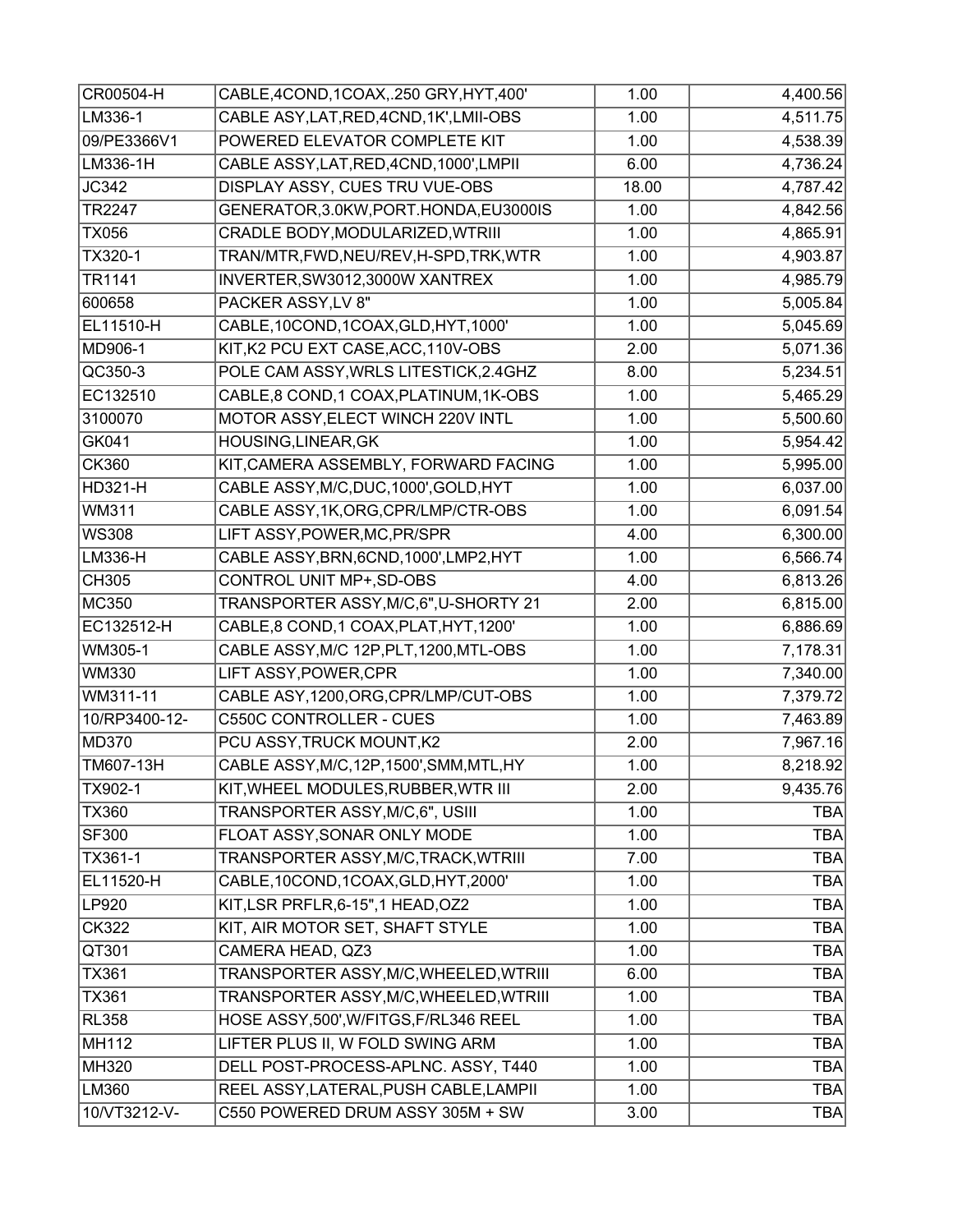| | | | |
|---|---|---|---|
| CR00504-H | CABLE,4COND,1COAX,.250 GRY,HYT,400' | 1.00 | 4,400.56 |
| LM336-1 | CABLE ASY,LAT,RED,4CND,1K',LMII-OBS | 1.00 | 4,511.75 |
| 09/PE3366V1 | POWERED ELEVATOR COMPLETE KIT | 1.00 | 4,538.39 |
| LM336-1H | CABLE ASSY,LAT,RED,4CND,1000',LMPII | 6.00 | 4,736.24 |
| JC342 | DISPLAY ASSY, CUES TRU VUE-OBS | 18.00 | 4,787.42 |
| TR2247 | GENERATOR,3.0KW,PORT.HONDA,EU3000IS | 1.00 | 4,842.56 |
| TX056 | CRADLE BODY,MODULARIZED,WTRIII | 1.00 | 4,865.91 |
| TX320-1 | TRAN/MTR,FWD,NEU/REV,H-SPD,TRK,WTR | 1.00 | 4,903.87 |
| TR1141 | INVERTER,SW3012,3000W XANTREX | 1.00 | 4,985.79 |
| 600658 | PACKER ASSY,LV 8" | 1.00 | 5,005.84 |
| EL11510-H | CABLE,10COND,1COAX,GLD,HYT,1000' | 1.00 | 5,045.69 |
| MD906-1 | KIT,K2 PCU EXT CASE,ACC,110V-OBS | 2.00 | 5,071.36 |
| QC350-3 | POLE CAM ASSY,WRLS LITESTICK,2.4GHZ | 8.00 | 5,234.51 |
| EC132510 | CABLE,8 COND,1 COAX,PLATINUM,1K-OBS | 1.00 | 5,465.29 |
| 3100070 | MOTOR ASSY,ELECT WINCH 220V INTL | 1.00 | 5,500.60 |
| GK041 | HOUSING,LINEAR,GK | 1.00 | 5,954.42 |
| CK360 | KIT,CAMERA ASSEMBLY, FORWARD FACING | 1.00 | 5,995.00 |
| HD321-H | CABLE ASSY,M/C,DUC,1000',GOLD,HYT | 1.00 | 6,037.00 |
| WM311 | CABLE ASSY,1K,ORG,CPR/LMP/CTR-OBS | 1.00 | 6,091.54 |
| WS308 | LIFT ASSY,POWER,MC,PR/SPR | 4.00 | 6,300.00 |
| LM336-H | CABLE ASSY,BRN,6CND,1000',LMP2,HYT | 1.00 | 6,566.74 |
| CH305 | CONTROL UNIT MP+,SD-OBS | 4.00 | 6,813.26 |
| MC350 | TRANSPORTER ASSY,M/C,6",U-SHORTY 21 | 2.00 | 6,815.00 |
| EC132512-H | CABLE,8 COND,1 COAX,PLAT,HYT,1200' | 1.00 | 6,886.69 |
| WM305-1 | CABLE ASSY,M/C 12P,PLT,1200,MTL-OBS | 1.00 | 7,178.31 |
| WM330 | LIFT ASSY,POWER,CPR | 1.00 | 7,340.00 |
| WM311-11 | CABLE ASY,1200,ORG,CPR/LMP/CUT-OBS | 1.00 | 7,379.72 |
| 10/RP3400-12- | C550C CONTROLLER - CUES | 1.00 | 7,463.89 |
| MD370 | PCU ASSY,TRUCK MOUNT,K2 | 2.00 | 7,967.16 |
| TM607-13H | CABLE ASSY,M/C,12P,1500',SMM,MTL,HY | 1.00 | 8,218.92 |
| TX902-1 | KIT,WHEEL MODULES,RUBBER,WTR III | 2.00 | 9,435.76 |
| TX360 | TRANSPORTER ASSY,M/C,6", USIII | 1.00 | TBA |
| SF300 | FLOAT ASSY,SONAR ONLY MODE | 1.00 | TBA |
| TX361-1 | TRANSPORTER ASSY,M/C,TRACK,WTRIII | 7.00 | TBA |
| EL11520-H | CABLE,10COND,1COAX,GLD,HYT,2000' | 1.00 | TBA |
| LP920 | KIT,LSR PRFLR,6-15",1 HEAD,OZ2 | 1.00 | TBA |
| CK322 | KIT, AIR MOTOR SET, SHAFT STYLE | 1.00 | TBA |
| QT301 | CAMERA HEAD, QZ3 | 1.00 | TBA |
| TX361 | TRANSPORTER ASSY,M/C,WHEELED,WTRIII | 6.00 | TBA |
| TX361 | TRANSPORTER ASSY,M/C,WHEELED,WTRIII | 1.00 | TBA |
| RL358 | HOSE ASSY,500',W/FITGS,F/RL346 REEL | 1.00 | TBA |
| MH112 | LIFTER PLUS II, W FOLD SWING ARM | 1.00 | TBA |
| MH320 | DELL POST-PROCESS-APLNC. ASSY, T440 | 1.00 | TBA |
| LM360 | REEL ASSY,LATERAL,PUSH CABLE,LAMPII | 1.00 | TBA |
| 10/VT3212-V- | C550 POWERED DRUM ASSY 305M + SW | 3.00 | TBA |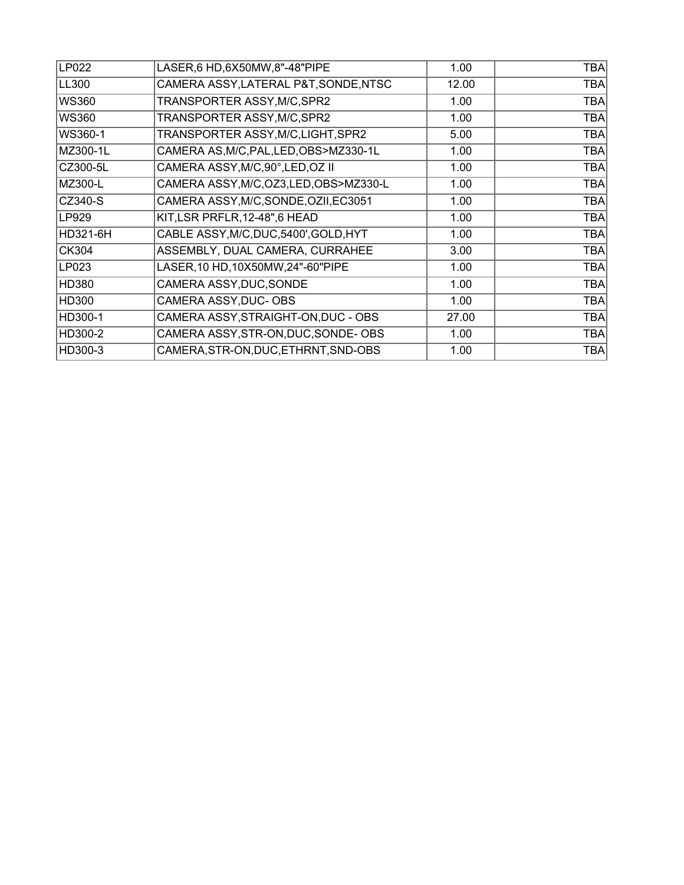| | | | |
|---|---|---|---|
| LP022 | LASER,6 HD,6X50MW,8"-48"PIPE | 1.00 | TBA |
| LL300 | CAMERA ASSY,LATERAL P&T,SONDE,NTSC | 12.00 | TBA |
| WS360 | TRANSPORTER ASSY,M/C,SPR2 | 1.00 | TBA |
| WS360 | TRANSPORTER ASSY,M/C,SPR2 | 1.00 | TBA |
| WS360-1 | TRANSPORTER ASSY,M/C,LIGHT,SPR2 | 5.00 | TBA |
| MZ300-1L | CAMERA AS,M/C,PAL,LED,OBS>MZ330-1L | 1.00 | TBA |
| CZ300-5L | CAMERA ASSY,M/C,90°,LED,OZ II | 1.00 | TBA |
| MZ300-L | CAMERA ASSY,M/C,OZ3,LED,OBS>MZ330-L | 1.00 | TBA |
| CZ340-S | CAMERA ASSY,M/C,SONDE,OZII,EC3051 | 1.00 | TBA |
| LP929 | KIT,LSR PRFLR,12-48",6 HEAD | 1.00 | TBA |
| HD321-6H | CABLE ASSY,M/C,DUC,5400',GOLD,HYT | 1.00 | TBA |
| CK304 | ASSEMBLY, DUAL CAMERA, CURRAHEE | 3.00 | TBA |
| LP023 | LASER,10 HD,10X50MW,24"-60"PIPE | 1.00 | TBA |
| HD380 | CAMERA ASSY,DUC,SONDE | 1.00 | TBA |
| HD300 | CAMERA ASSY,DUC- OBS | 1.00 | TBA |
| HD300-1 | CAMERA ASSY,STRAIGHT-ON,DUC - OBS | 27.00 | TBA |
| HD300-2 | CAMERA ASSY,STR-ON,DUC,SONDE- OBS | 1.00 | TBA |
| HD300-3 | CAMERA,STR-ON,DUC,ETHRNT,SND-OBS | 1.00 | TBA |